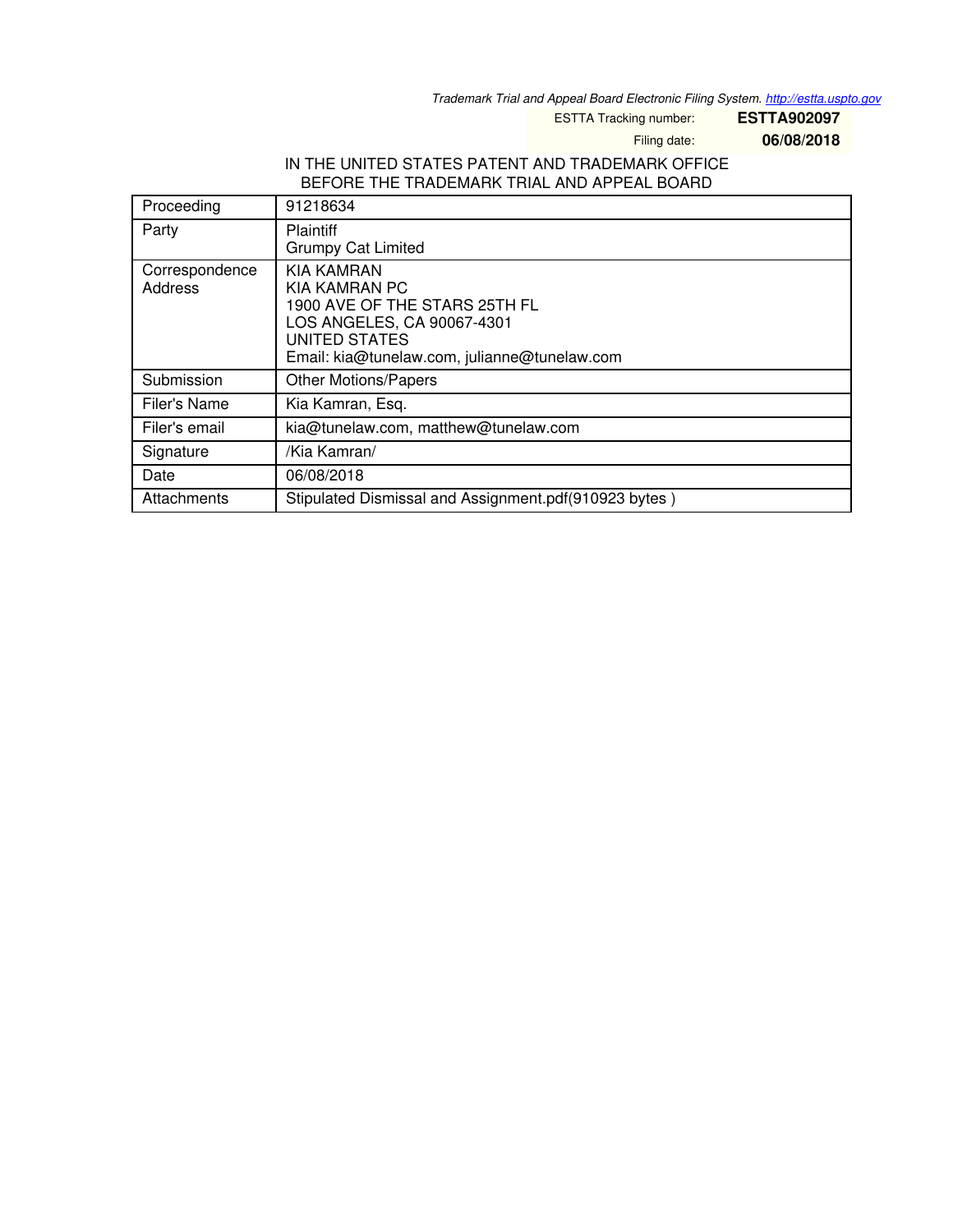*Trademark Trial and Appeal Board Electronic Filing System. http://estta.uspto.gov*

ESTTA Tracking number: **ESTTA902097**

Filing date: **06/08/2018**

IN THE UNITED STATES PATENT AND TRADEMARK OFFICE
BEFORE THE TRADEMARK TRIAL AND APPEAL BOARD

| | |
|---|---|
| Proceeding | 91218634 |
| Party | Plaintiff<br>Grumpy Cat Limited |
| Correspondence Address | KIA KAMRAN<br>KIA KAMRAN PC<br>1900 AVE OF THE STARS 25TH FL<br>LOS ANGELES, CA 90067-4301<br>UNITED STATES<br>Email: kia@tunelaw.com, julianne@tunelaw.com |
| Submission | Other Motions/Papers |
| Filer's Name | Kia Kamran, Esq. |
| Filer's email | kia@tunelaw.com, matthew@tunelaw.com |
| Signature | /Kia Kamran/ |
| Date | 06/08/2018 |
| Attachments | Stipulated Dismissal and Assignment.pdf(910923 bytes ) |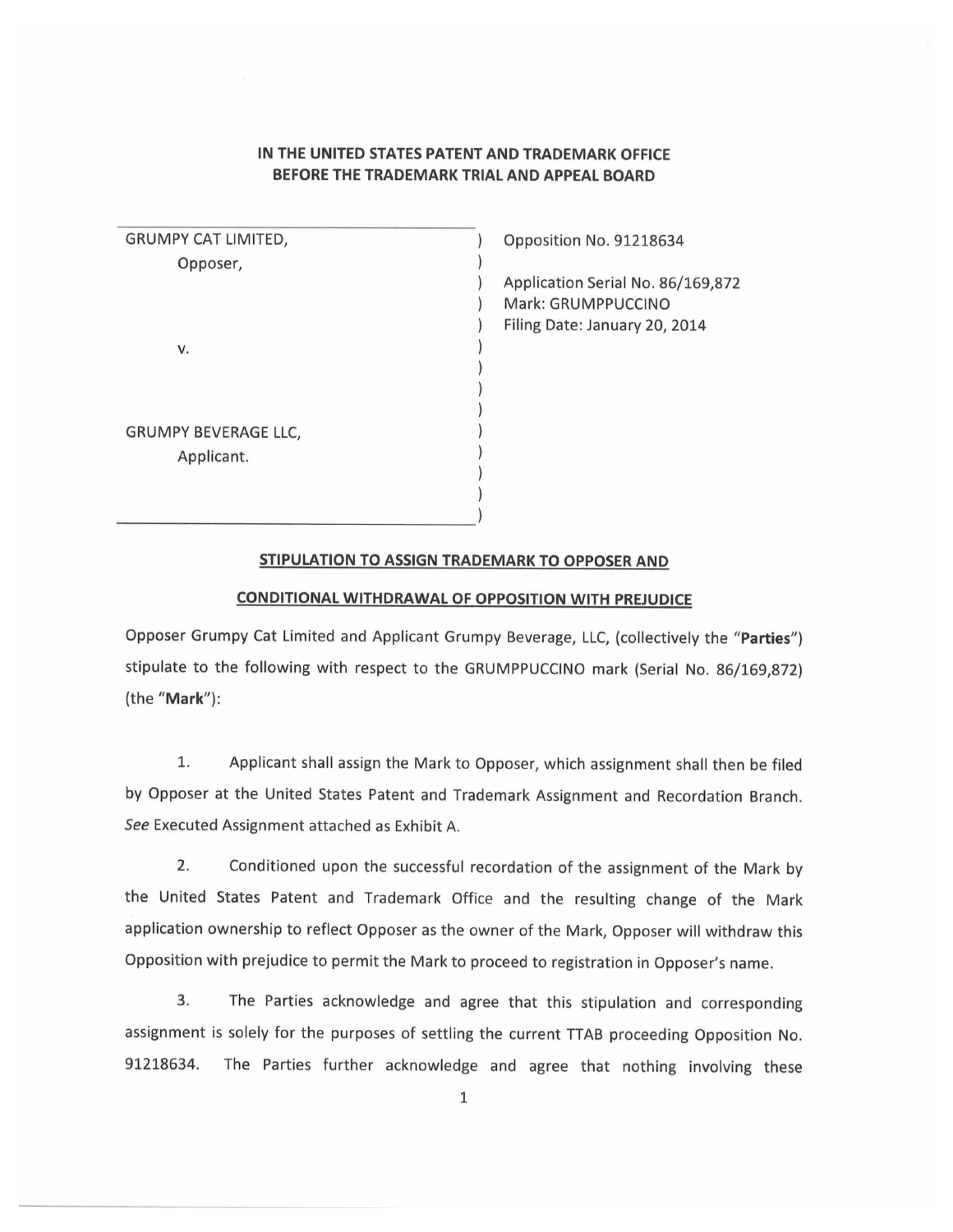**IN THE UNITED STATES PATENT AND TRADEMARK OFFICE**
**BEFORE THE TRADEMARK TRIAL AND APPEAL BOARD**

| | |
|---|---|
| GRUMPY CAT LIMITED,<br>Opposer,<br><br>v.<br><br>GRUMPY BEVERAGE LLC,<br>Applicant. | Opposition No. 91218634<br><br>Application Serial No. 86/169,872<br>Mark: GRUMPPUCCINO<br>Filing Date: January 20, 2014 |

**STIPULATION TO ASSIGN TRADEMARK TO OPPOSER AND**

**CONDITIONAL WITHDRAWAL OF OPPOSITION WITH PREJUDICE**

Opposer Grumpy Cat Limited and Applicant Grumpy Beverage, LLC, (collectively the "**Parties**") stipulate to the following with respect to the GRUMPPUCCINO mark (Serial No. 86/169,872) (the "**Mark**"):

1. Applicant shall assign the Mark to Opposer, which assignment shall then be filed by Opposer at the United States Patent and Trademark Assignment and Recordation Branch. *See* Executed Assignment attached as Exhibit A.

2. Conditioned upon the successful recordation of the assignment of the Mark by the United States Patent and Trademark Office and the resulting change of the Mark application ownership to reflect Opposer as the owner of the Mark, Opposer will withdraw this Opposition with prejudice to permit the Mark to proceed to registration in Opposer's name.

3. The Parties acknowledge and agree that this stipulation and corresponding assignment is solely for the purposes of settling the current TTAB proceeding Opposition No. 91218634. The Parties further acknowledge and agree that nothing involving these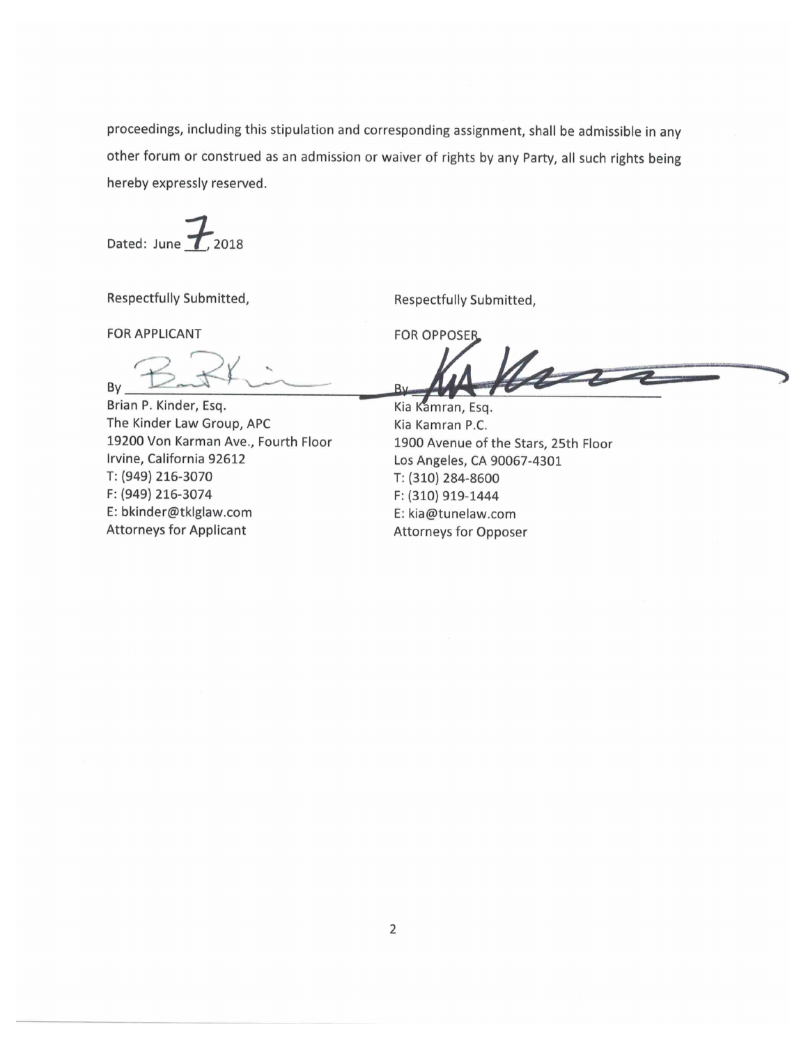proceedings, including this stipulation and corresponding assignment, shall be admissible in any other forum or construed as an admission or waiver of rights by any Party, all such rights being hereby expressly reserved.

Dated: June 7, 2018

Respectfully Submitted,

FOR APPLICANT

By ______________________

Brian P. Kinder, Esq.
The Kinder Law Group, APC
19200 Von Karman Ave., Fourth Floor
Irvine, California 92612
T: (949) 216-3070
F: (949) 216-3074
E: bkinder@tklglaw.com
Attorneys for Applicant

Respectfully Submitted,

FOR OPPOSER

By ______________________

Kia Kamran, Esq.
Kia Kamran P.C.
1900 Avenue of the Stars, 25th Floor
Los Angeles, CA 90067-4301
T: (310) 284-8600
F: (310) 919-1444
E: kia@tunelaw.com
Attorneys for Opposer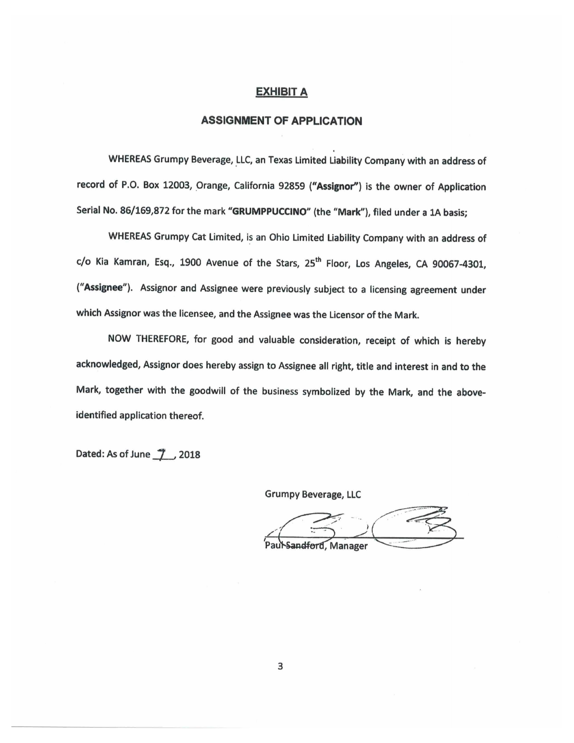## EXHIBIT A

## ASSIGNMENT OF APPLICATION

WHEREAS Grumpy Beverage, LLC, an Texas Limited Liability Company with an address of record of P.O. Box 12003, Orange, California 92859 (**"Assignor"**) is the owner of Application Serial No. 86/169,872 for the mark **"GRUMPPUCCINO"** (the **"Mark"**), filed under a 1A basis;

WHEREAS Grumpy Cat Limited, is an Ohio Limited Liability Company with an address of c/o Kia Kamran, Esq., 1900 Avenue of the Stars, 25th Floor, Los Angeles, CA 90067-4301, (**"Assignee"**). Assignor and Assignee were previously subject to a licensing agreement under which Assignor was the licensee, and the Assignee was the Licensor of the Mark.

NOW THEREFORE, for good and valuable consideration, receipt of which is hereby acknowledged, Assignor does hereby assign to Assignee all right, title and interest in and to the Mark, together with the goodwill of the business symbolized by the Mark, and the above-identified application thereof.

Dated: As of June 7, 2018

Grumpy Beverage, LLC

Paul Sandford, Manager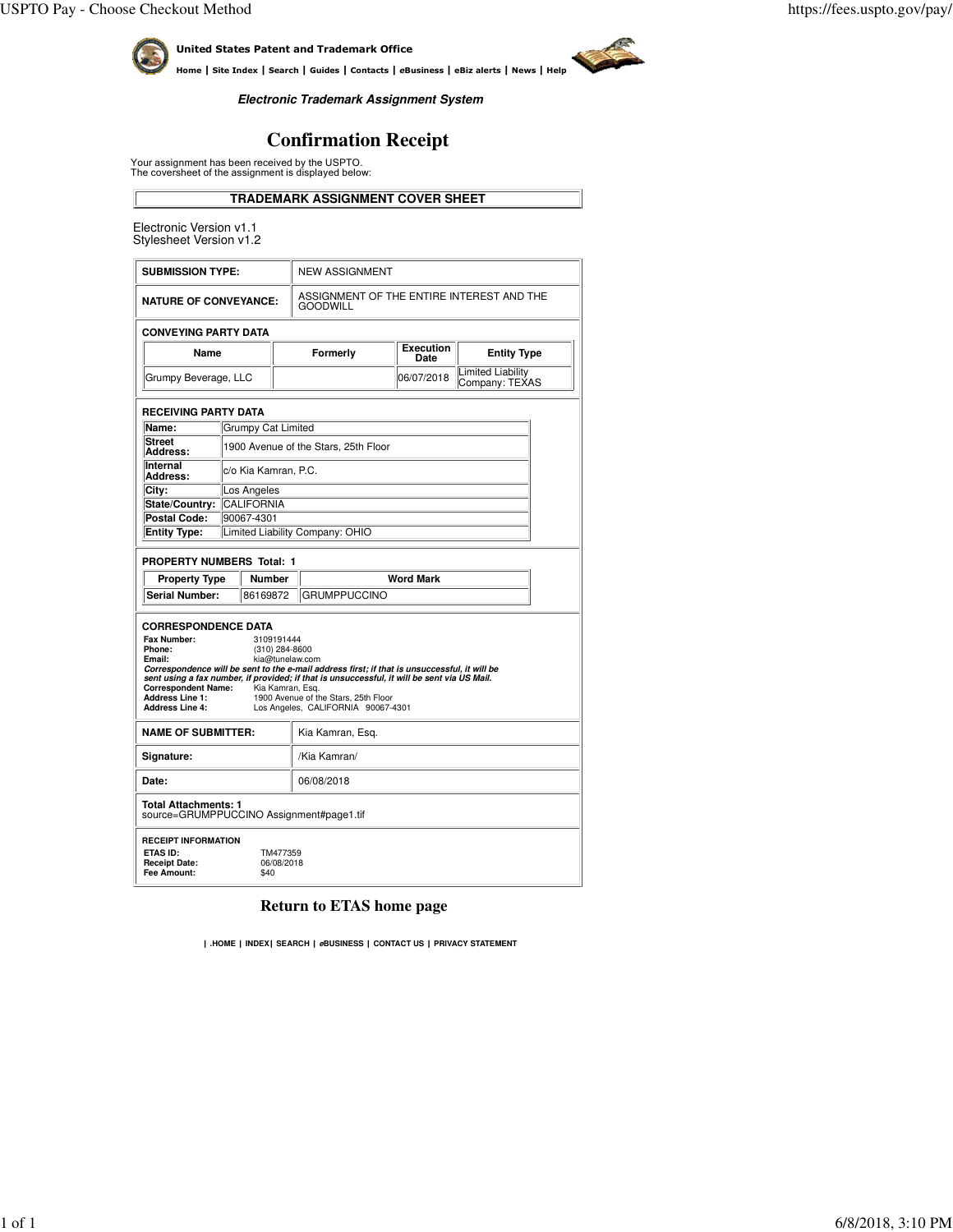**United States Patent and Trademark Office**

Home | Site Index | Search | Guides | Contacts | eBusiness | eBiz alerts | News | Help

***Electronic Trademark Assignment System***

# Confirmation Receipt

Your assignment has been received by the USPTO.
The coversheet of the assignment is displayed below:

## TRADEMARK ASSIGNMENT COVER SHEET

Electronic Version v1.1
Stylesheet Version v1.2

| | |
|---|---|
| **SUBMISSION TYPE:** | NEW ASSIGNMENT |
| **NATURE OF CONVEYANCE:** | ASSIGNMENT OF THE ENTIRE INTEREST AND THE GOODWILL |

**CONVEYING PARTY DATA**

| Name | Formerly | Execution Date | Entity Type |
|---|---|---|---|
| Grumpy Beverage, LLC | | 06/07/2018 | Limited Liability Company: TEXAS |

**RECEIVING PARTY DATA**

| | |
|---|---|
| **Name:** | Grumpy Cat Limited |
| **Street Address:** | 1900 Avenue of the Stars, 25th Floor |
| **Internal Address:** | c/o Kia Kamran, P.C. |
| **City:** | Los Angeles |
| **State/Country:** | CALIFORNIA |
| **Postal Code:** | 90067-4301 |
| **Entity Type:** | Limited Liability Company: OHIO |

**PROPERTY NUMBERS Total: 1**

| Property Type | Number | Word Mark |
|---|---|---|
| **Serial Number:** | 86169872 | GRUMPPUCCINO |

**CORRESPONDENCE DATA**

**Fax Number:** 3109191444
**Phone:** (310) 284-8600
**Email:** kia@tunelaw.com
***Correspondence will be sent to the e-mail address first; if that is unsuccessful, it will be sent using a fax number, if provided; if that is unsuccessful, it will be sent via US Mail.***
**Correspondent Name:** Kia Kamran, Esq.
**Address Line 1:** 1900 Avenue of the Stars, 25th Floor
**Address Line 4:** Los Angeles, CALIFORNIA 90067-4301

| | |
|---|---|
| **NAME OF SUBMITTER:** | Kia Kamran, Esq. |
| **Signature:** | /Kia Kamran/ |
| **Date:** | 06/08/2018 |

**Total Attachments: 1**
source=GRUMPPUCCINO Assignment#page1.tif

**RECEIPT INFORMATION**
**ETAS ID:** TM477359
**Receipt Date:** 06/08/2018
**Fee Amount:** $40

**Return to ETAS home page**

| .HOME | INDEX| SEARCH | eBUSINESS | CONTACT US | PRIVACY STATEMENT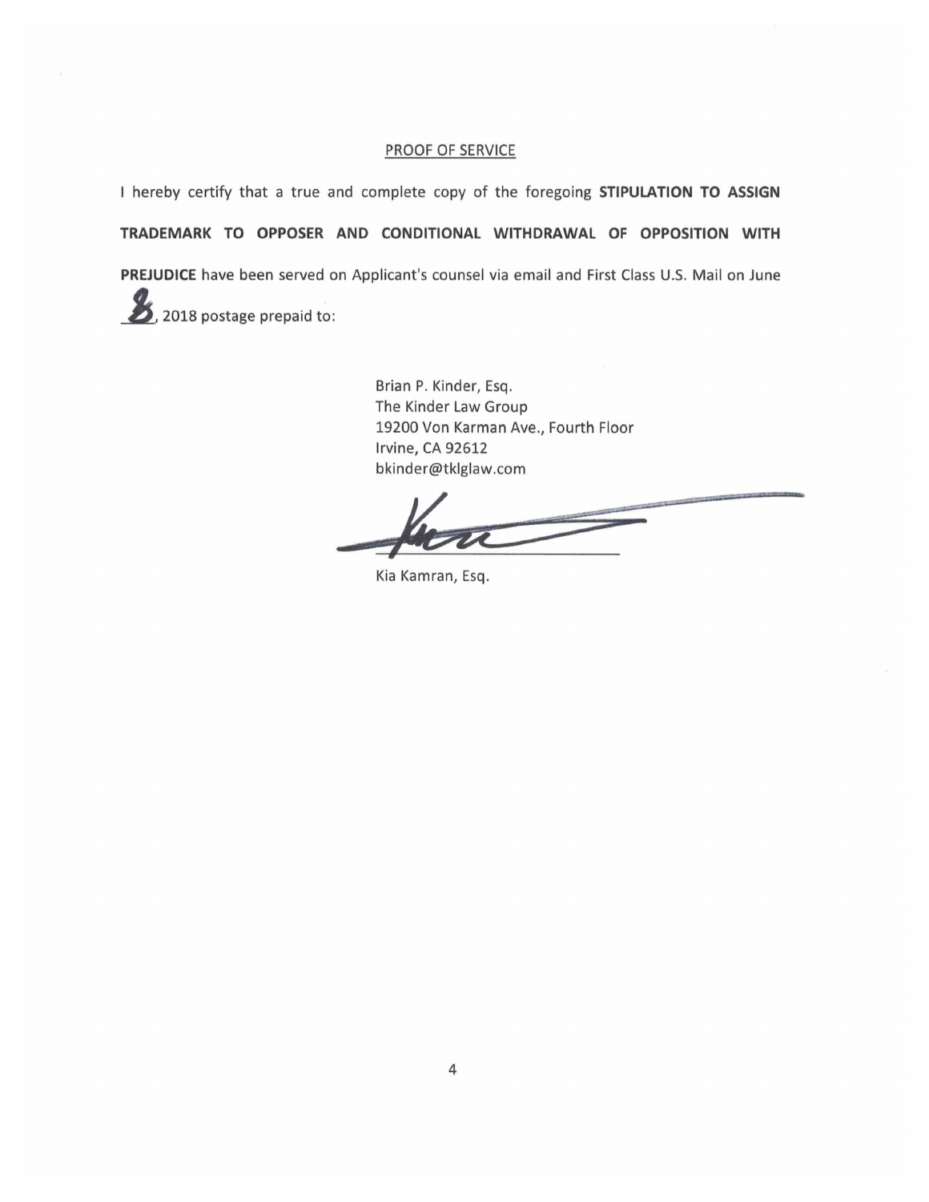## PROOF OF SERVICE

I hereby certify that a true and complete copy of the foregoing **STIPULATION TO ASSIGN TRADEMARK TO OPPOSER AND CONDITIONAL WITHDRAWAL OF OPPOSITION WITH PREJUDICE** have been served on Applicant's counsel via email and First Class U.S. Mail on June 8, 2018 postage prepaid to:

Brian P. Kinder, Esq.
The Kinder Law Group
19200 Von Karman Ave., Fourth Floor
Irvine, CA 92612
bkinder@tklglaw.com

Kia Kamran, Esq.